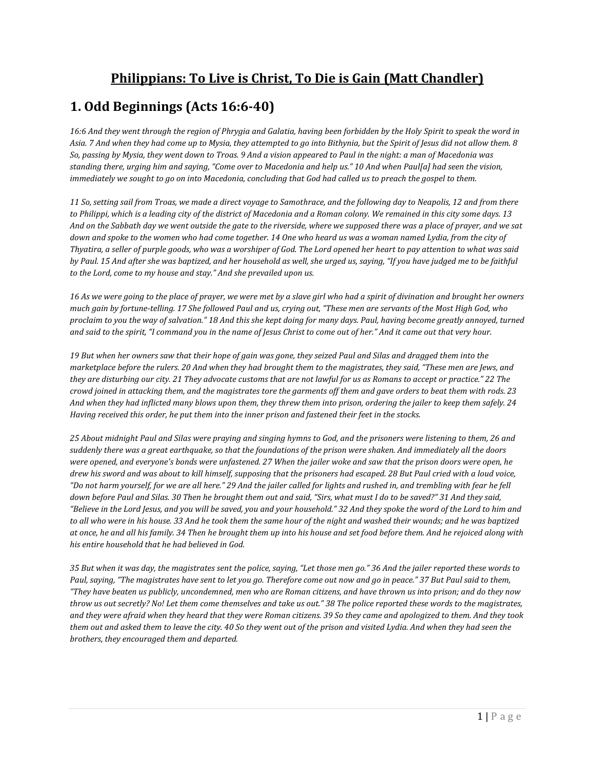# **Philippians: To Live is Christ, To Die is Gain (Matt Chandler)**

## 1. Odd Beginnings (Acts 16:6-40)

*16:6 And they went through the region of Phrygia and Galatia, having been forbidden by the Holy Spirit to speak the word in Asia. 7 And when they had come up to Mysia, they attempted to go into Bithynia, but the Spirit of Jesus did not allow them. 8 So, passing by Mysia, they went down to Troas. 9 And a vision appeared to Paul in the night: a man of Macedonia was standing there, urging him and saying, "Come over to Macedonia and help us." 10 And when Paul[a] had seen the vision, immediately we sought to go on into Macedonia, concluding that God had called us to preach the gospel to them.*

*11 So, setting sail from Troas, we made a direct voyage to Samothrace, and the following day to Neapolis, 12 and from there to Philippi, which is a leading city of the district of Macedonia and a Roman colony. We remained in this city some days. 13 And on the Sabbath day we went outside the gate to the riverside, where we supposed there was a place of prayer, and we sat down and spoke to the women who had come together. 14 One who heard us was a woman named Lydia, from the city of Thyatira, a seller of purple goods, who was a worshiper of God. The Lord opened her heart to pay attention to what was said by Paul. 15 And after she was baptized, and her household as well, she urged us, saying, "If you have judged me to be faithful to the Lord, come to my house and stay." And she prevailed upon us.*

*16 As we were going to the place of prayer, we were met by a slave girl who had a spirit of divination and brought her owners much gain by fortune-telling. 17 She followed Paul and us, crying out, "These men are servants of the Most High God, who proclaim to you the way of salvation." 18 And this she kept doing for many days. Paul, having become greatly annoyed, turned and said to the spirit, "I command you in the name of Jesus Christ to come out of her." And it came out that very hour.*

*19 But when her owners saw that their hope of gain was gone, they seized Paul and Silas and dragged them into the marketplace before the rulers. 20 And when they had brought them to the magistrates, they said, "These men are Jews, and they are disturbing our city. 21 They advocate customs that are not lawful for us as Romans to accept or practice." 22 The crowd joined in attacking them, and the magistrates tore the garments off them and gave orders to beat them with rods. 23 And when they had inflicted many blows upon them, they threw them into prison, ordering the jailer to keep them safely. 24 Having received this order, he put them into the inner prison and fastened their feet in the stocks.*

*25 About midnight Paul and Silas were praying and singing hymns to God, and the prisoners were listening to them, 26 and suddenly there was a great earthquake, so that the foundations of the prison were shaken. And immediately all the doors were opened, and everyone's bonds were unfastened. 27 When the jailer woke and saw that the prison doors were open, he drew his sword and was about to kill himself, supposing that the prisoners had escaped. 28 But Paul cried with a loud voice, "Do not harm yourself, for we are all here." 29 And the jailer called for lights and rushed in, and trembling with fear he fell down before Paul and Silas. 30 Then he brought them out and said, "Sirs, what must I do to be saved?" 31 And they said, "Believe in the Lord Jesus, and you will be saved, you and your household." 32 And they spoke the word of the Lord to him and to all who were in his house. 33 And he took them the same hour of the night and washed their wounds; and he was baptized at once, he and all his family. 34 Then he brought them up into his house and set food before them. And he rejoiced along with his entire household that he had believed in God.*

*35 But when it was day, the magistrates sent the police, saying, "Let those men go." 36 And the jailer reported these words to Paul, saying, "The magistrates have sent to let you go. Therefore come out now and go in peace." 37 But Paul said to them, "They have beaten us publicly, uncondemned, men who are Roman citizens, and have thrown us into prison; and do they now throw us out secretly? No! Let them come themselves and take us out." 38 The police reported these words to the magistrates, and they were afraid when they heard that they were Roman citizens. 39 So they came and apologized to them. And they took them out and asked them to leave the city. 40 So they went out of the prison and visited Lydia. And when they had seen the brothers, they encouraged them and departed.*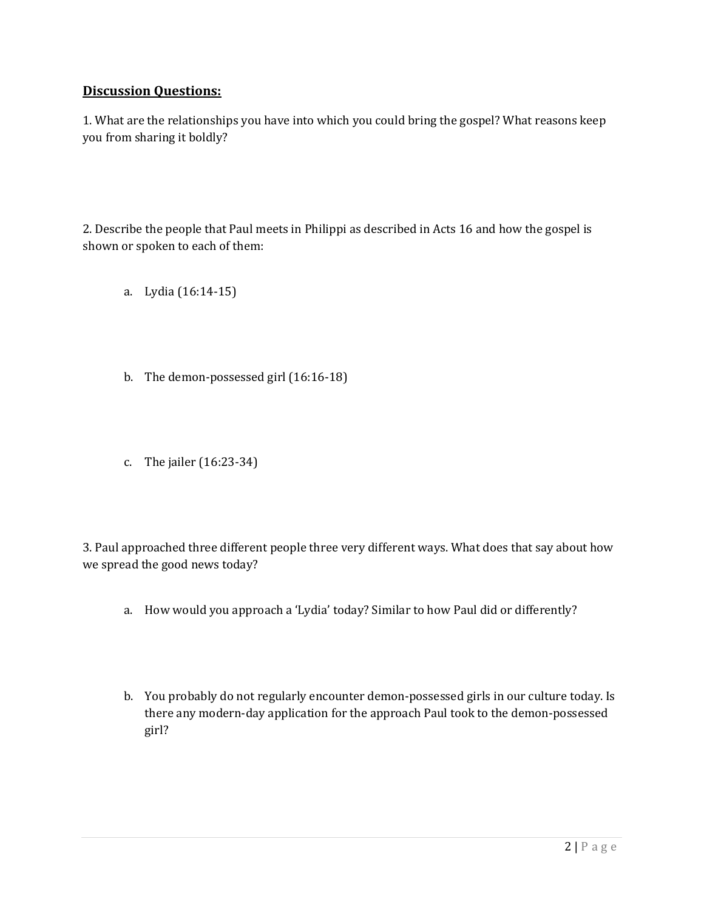## Discussion Questions:

1. What are the relationships you have into which you could bring the gospel? What reasons keep you from sharing it boldly?

2. Describe the people that Paul meets in Philippi as described in Acts 16 and how the gospel is shown or spoken to each of them:

   a. Lydia (16:14-15)

   b. The demon-possessed girl (16:16-18)

   c. The jailer (16:23-34)

3. Paul approached three different people three very different ways. What does that say about how we spread the good news today?

   a. How would you approach a 'Lydia' today? Similar to how Paul did or differently?

   b. You probably do not regularly encounter demon-possessed girls in our culture today. Is there any modern-day application for the approach Paul took to the demon-possessed girl?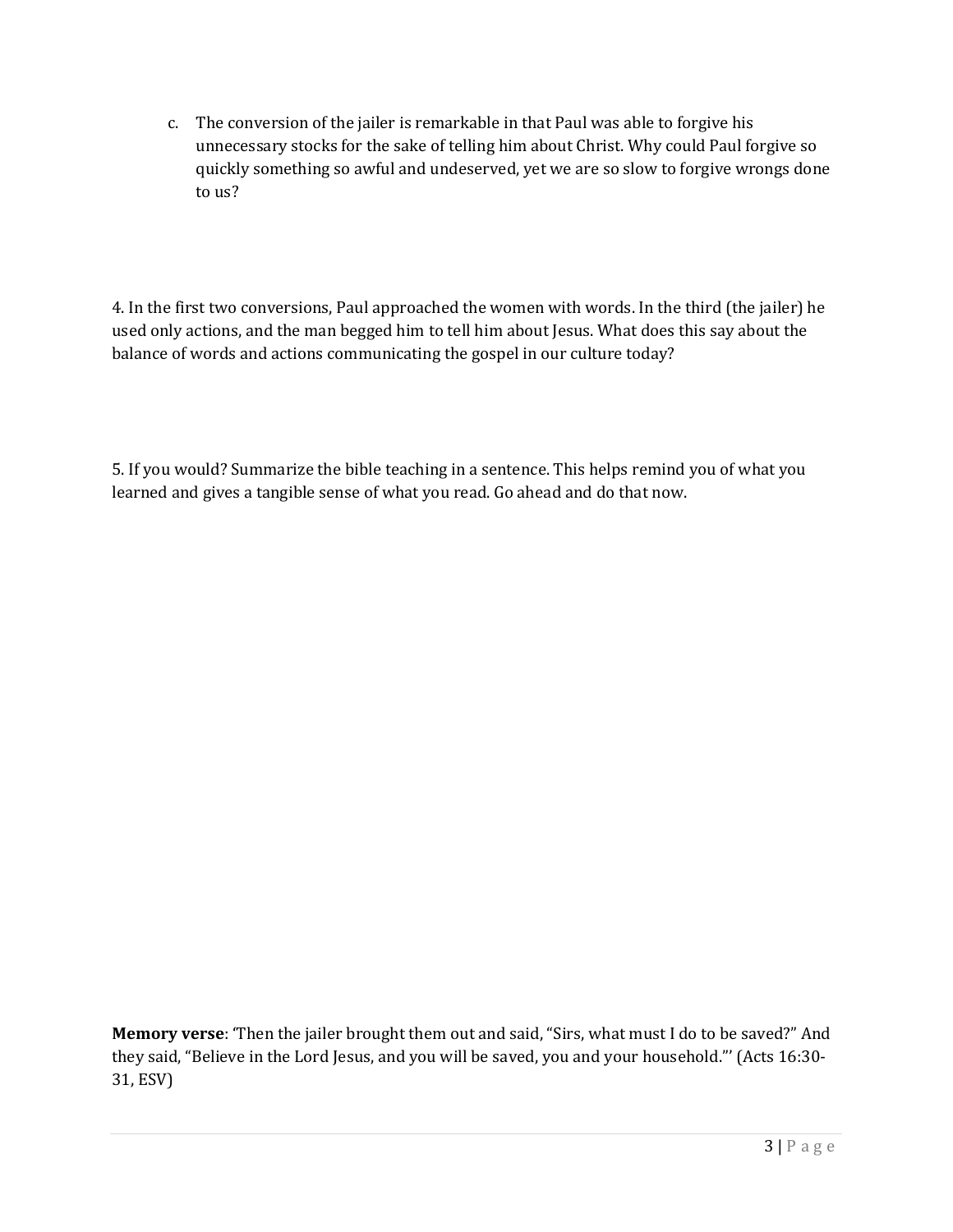c. The conversion of the jailer is remarkable in that Paul was able to forgive his unnecessary stocks for the sake of telling him about Christ. Why could Paul forgive so quickly something so awful and undeserved, yet we are so slow to forgive wrongs done to us?

4. In the first two conversions, Paul approached the women with words. In the third (the jailer) he used only actions, and the man begged him to tell him about Jesus. What does this say about the balance of words and actions communicating the gospel in our culture today?

5. If you would? Summarize the bible teaching in a sentence. This helps remind you of what you learned and gives a tangible sense of what you read. Go ahead and do that now.

**Memory verse**: 'Then the jailer brought them out and said, "Sirs, what must I do to be saved?" And they said, "Believe in the Lord Jesus, and you will be saved, you and your household."' (Acts 16:30-31, ESV)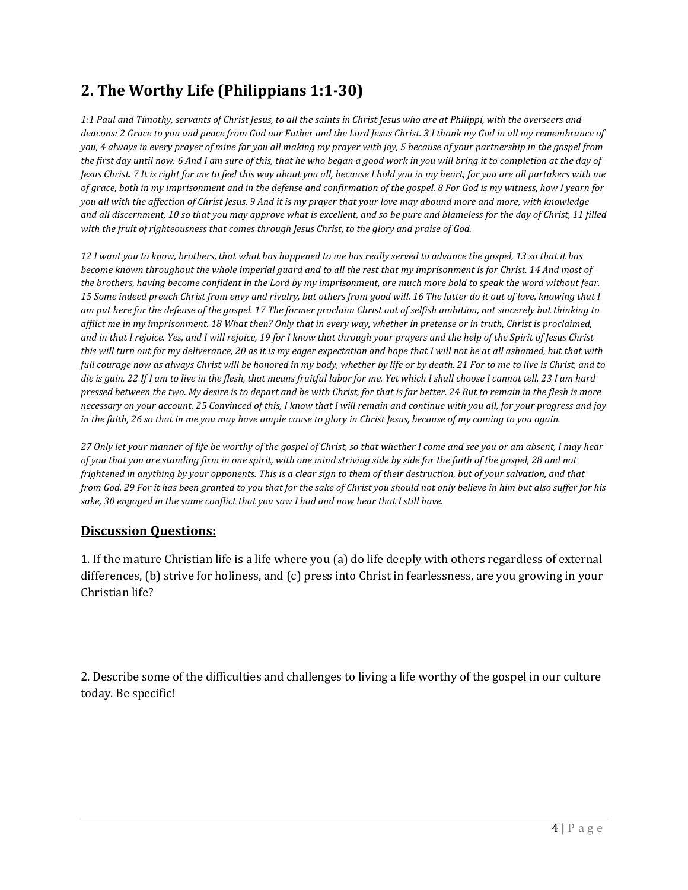## 2. The Worthy Life (Philippians 1:1-30)

*1:1 Paul and Timothy, servants of Christ Jesus, to all the saints in Christ Jesus who are at Philippi, with the overseers and deacons: 2 Grace to you and peace from God our Father and the Lord Jesus Christ. 3 I thank my God in all my remembrance of you, 4 always in every prayer of mine for you all making my prayer with joy, 5 because of your partnership in the gospel from the first day until now. 6 And I am sure of this, that he who began a good work in you will bring it to completion at the day of Jesus Christ. 7 It is right for me to feel this way about you all, because I hold you in my heart, for you are all partakers with me of grace, both in my imprisonment and in the defense and confirmation of the gospel. 8 For God is my witness, how I yearn for you all with the affection of Christ Jesus. 9 And it is my prayer that your love may abound more and more, with knowledge and all discernment, 10 so that you may approve what is excellent, and so be pure and blameless for the day of Christ, 11 filled with the fruit of righteousness that comes through Jesus Christ, to the glory and praise of God.*

*12 I want you to know, brothers, that what has happened to me has really served to advance the gospel, 13 so that it has become known throughout the whole imperial guard and to all the rest that my imprisonment is for Christ. 14 And most of the brothers, having become confident in the Lord by my imprisonment, are much more bold to speak the word without fear. 15 Some indeed preach Christ from envy and rivalry, but others from good will. 16 The latter do it out of love, knowing that I am put here for the defense of the gospel. 17 The former proclaim Christ out of selfish ambition, not sincerely but thinking to afflict me in my imprisonment. 18 What then? Only that in every way, whether in pretense or in truth, Christ is proclaimed, and in that I rejoice. Yes, and I will rejoice, 19 for I know that through your prayers and the help of the Spirit of Jesus Christ this will turn out for my deliverance, 20 as it is my eager expectation and hope that I will not be at all ashamed, but that with full courage now as always Christ will be honored in my body, whether by life or by death. 21 For to me to live is Christ, and to die is gain. 22 If I am to live in the flesh, that means fruitful labor for me. Yet which I shall choose I cannot tell. 23 I am hard pressed between the two. My desire is to depart and be with Christ, for that is far better. 24 But to remain in the flesh is more necessary on your account. 25 Convinced of this, I know that I will remain and continue with you all, for your progress and joy in the faith, 26 so that in me you may have ample cause to glory in Christ Jesus, because of my coming to you again.*

*27 Only let your manner of life be worthy of the gospel of Christ, so that whether I come and see you or am absent, I may hear of you that you are standing firm in one spirit, with one mind striving side by side for the faith of the gospel, 28 and not frightened in anything by your opponents. This is a clear sign to them of their destruction, but of your salvation, and that from God. 29 For it has been granted to you that for the sake of Christ you should not only believe in him but also suffer for his sake, 30 engaged in the same conflict that you saw I had and now hear that I still have.*

### Discussion Questions:

1. If the mature Christian life is a life where you (a) do life deeply with others regardless of external differences, (b) strive for holiness, and (c) press into Christ in fearlessness, are you growing in your Christian life?

2. Describe some of the difficulties and challenges to living a life worthy of the gospel in our culture today. Be specific!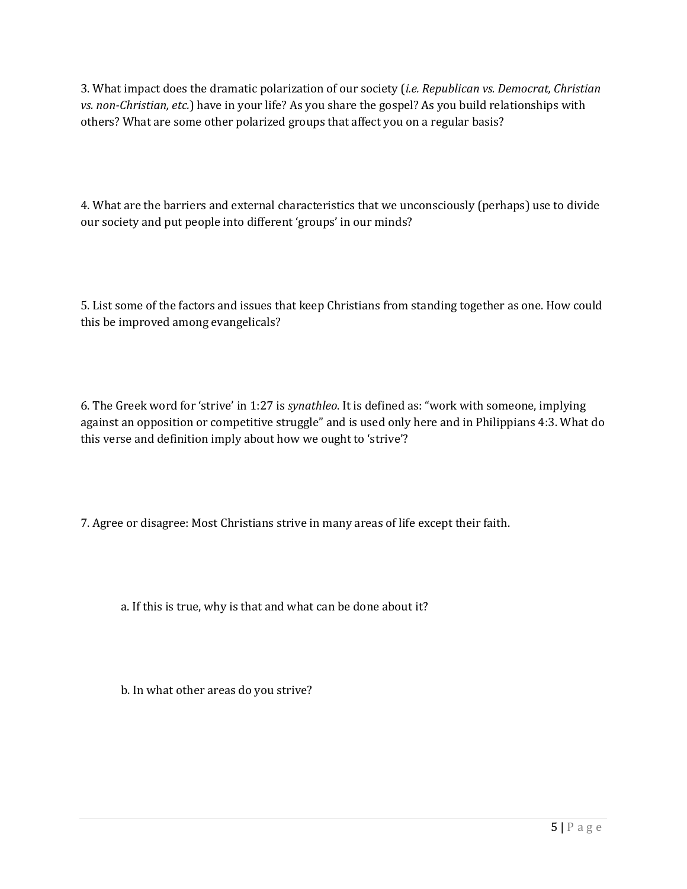3. What impact does the dramatic polarization of our society (*i.e. Republican vs. Democrat, Christian vs. non-Christian, etc.*) have in your life? As you share the gospel? As you build relationships with others? What are some other polarized groups that affect you on a regular basis?

4. What are the barriers and external characteristics that we unconsciously (perhaps) use to divide our society and put people into different 'groups' in our minds?

5. List some of the factors and issues that keep Christians from standing together as one. How could this be improved among evangelicals?

6. The Greek word for 'strive' in 1:27 is *synathleo*. It is defined as: "work with someone, implying against an opposition or competitive struggle" and is used only here and in Philippians 4:3. What do this verse and definition imply about how we ought to 'strive'?

7. Agree or disagree: Most Christians strive in many areas of life except their faith.

   a. If this is true, why is that and what can be done about it?

   b. In what other areas do you strive?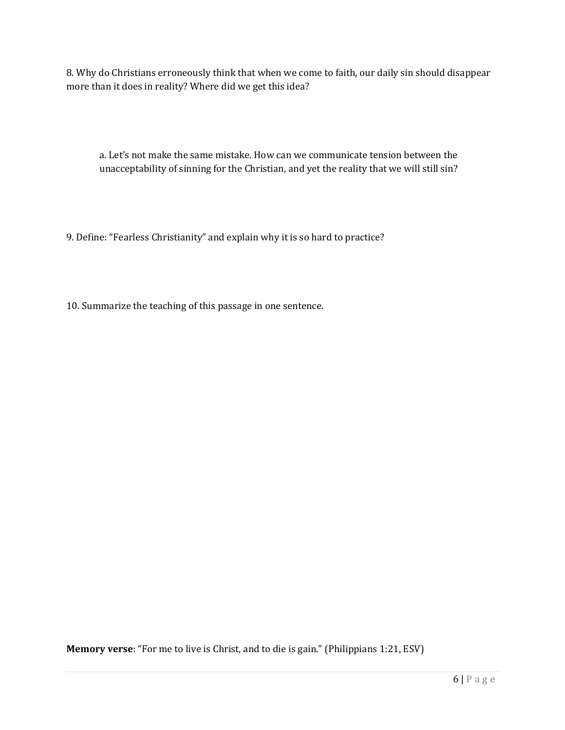8. Why do Christians erroneously think that when we come to faith, our daily sin should disappear more than it does in reality? Where did we get this idea?

> a. Let's not make the same mistake. How can we communicate tension between the unacceptability of sinning for the Christian, and yet the reality that we will still sin?

9. Define: "Fearless Christianity" and explain why it is so hard to practice?

10. Summarize the teaching of this passage in one sentence.

**Memory verse**: "For me to live is Christ, and to die is gain." (Philippians 1:21, ESV)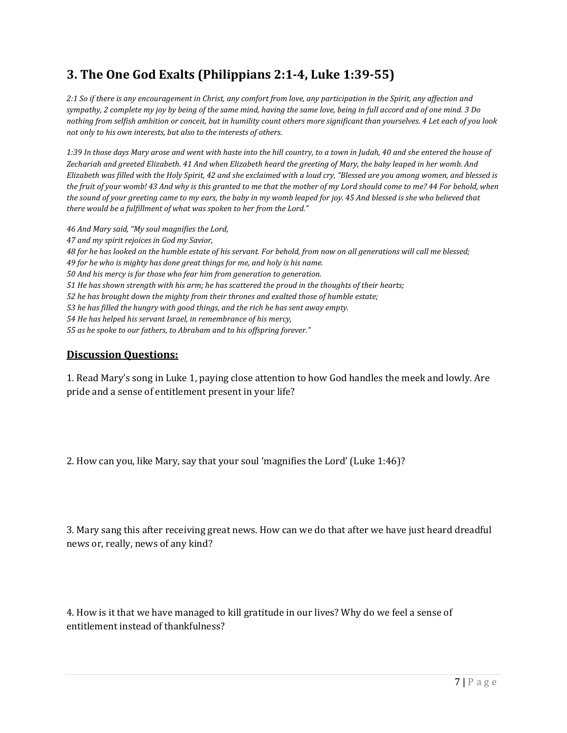## 3. The One God Exalts (Philippians 2:1-4, Luke 1:39-55)

*2:1 So if there is any encouragement in Christ, any comfort from love, any participation in the Spirit, any affection and sympathy, 2 complete my joy by being of the same mind, having the same love, being in full accord and of one mind. 3 Do nothing from selfish ambition or conceit, but in humility count others more significant than yourselves. 4 Let each of you look not only to his own interests, but also to the interests of others.*

*1:39 In those days Mary arose and went with haste into the hill country, to a town in Judah, 40 and she entered the house of Zechariah and greeted Elizabeth. 41 And when Elizabeth heard the greeting of Mary, the baby leaped in her womb. And Elizabeth was filled with the Holy Spirit, 42 and she exclaimed with a loud cry, "Blessed are you among women, and blessed is the fruit of your womb! 43 And why is this granted to me that the mother of my Lord should come to me? 44 For behold, when the sound of your greeting came to my ears, the baby in my womb leaped for joy. 45 And blessed is she who believed that there would be a fulfillment of what was spoken to her from the Lord."*

*46 And Mary said, "My soul magnifies the Lord,*
*47 and my spirit rejoices in God my Savior,*
*48 for he has looked on the humble estate of his servant. For behold, from now on all generations will call me blessed;*
*49 for he who is mighty has done great things for me, and holy is his name.*
*50 And his mercy is for those who fear him from generation to generation.*
*51 He has shown strength with his arm; he has scattered the proud in the thoughts of their hearts;*
*52 he has brought down the mighty from their thrones and exalted those of humble estate;*
*53 he has filled the hungry with good things, and the rich he has sent away empty.*
*54 He has helped his servant Israel, in remembrance of his mercy,*
*55 as he spoke to our fathers, to Abraham and to his offspring forever."*

**Discussion Questions:**

1. Read Mary's song in Luke 1, paying close attention to how God handles the meek and lowly. Are pride and a sense of entitlement present in your life?

2. How can you, like Mary, say that your soul 'magnifies the Lord' (Luke 1:46)?

3. Mary sang this after receiving great news. How can we do that after we have just heard dreadful news or, really, news of any kind?

4. How is it that we have managed to kill gratitude in our lives? Why do we feel a sense of entitlement instead of thankfulness?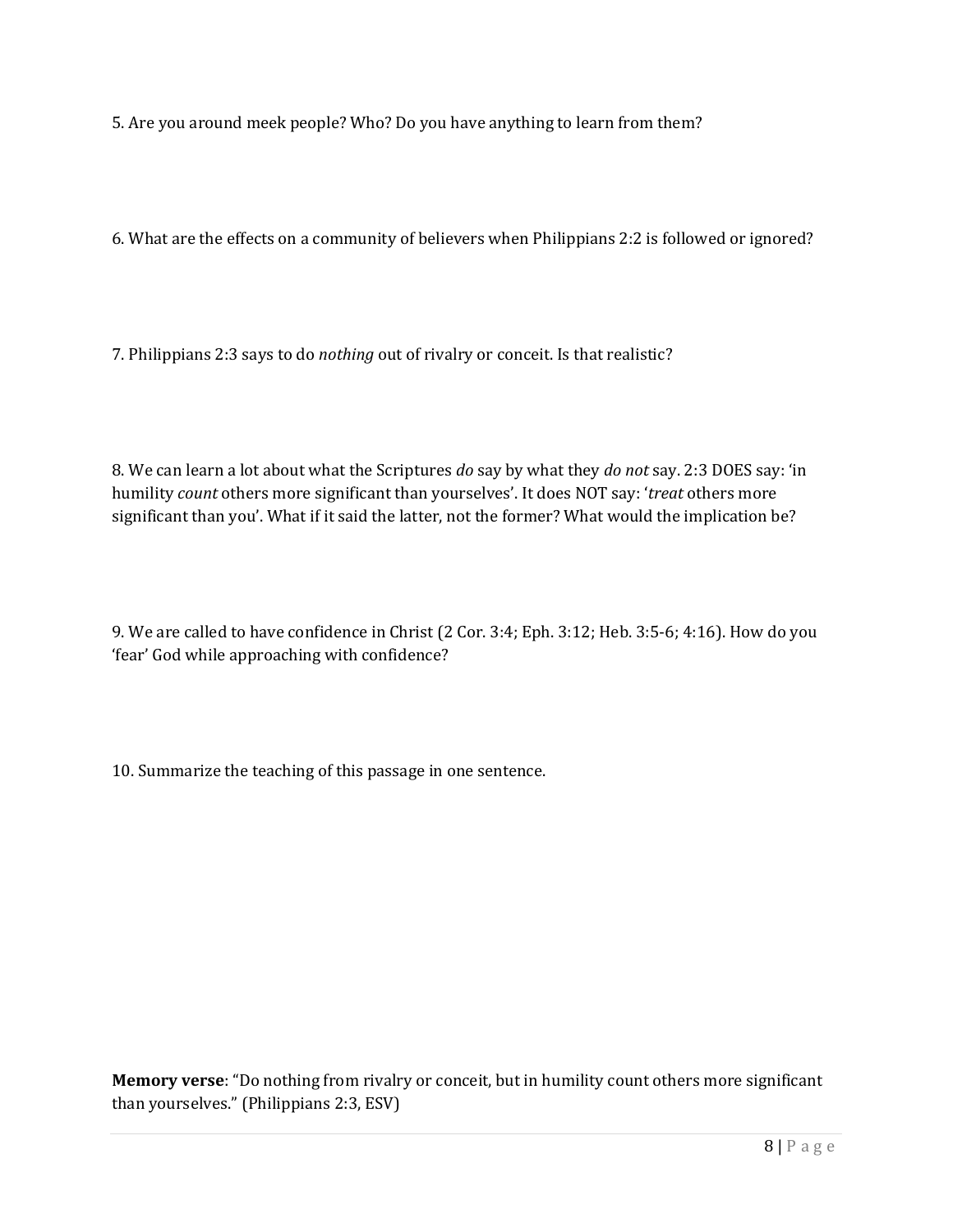5. Are you around meek people? Who? Do you have anything to learn from them?

6. What are the effects on a community of believers when Philippians 2:2 is followed or ignored?

7. Philippians 2:3 says to do *nothing* out of rivalry or conceit. Is that realistic?

8. We can learn a lot about what the Scriptures *do* say by what they *do not* say. 2:3 DOES say: 'in humility *count* others more significant than yourselves'. It does NOT say: '*treat* others more significant than you'. What if it said the latter, not the former? What would the implication be?

9. We are called to have confidence in Christ (2 Cor. 3:4; Eph. 3:12; Heb. 3:5-6; 4:16). How do you 'fear' God while approaching with confidence?

10. Summarize the teaching of this passage in one sentence.

**Memory verse**: "Do nothing from rivalry or conceit, but in humility count others more significant than yourselves." (Philippians 2:3, ESV)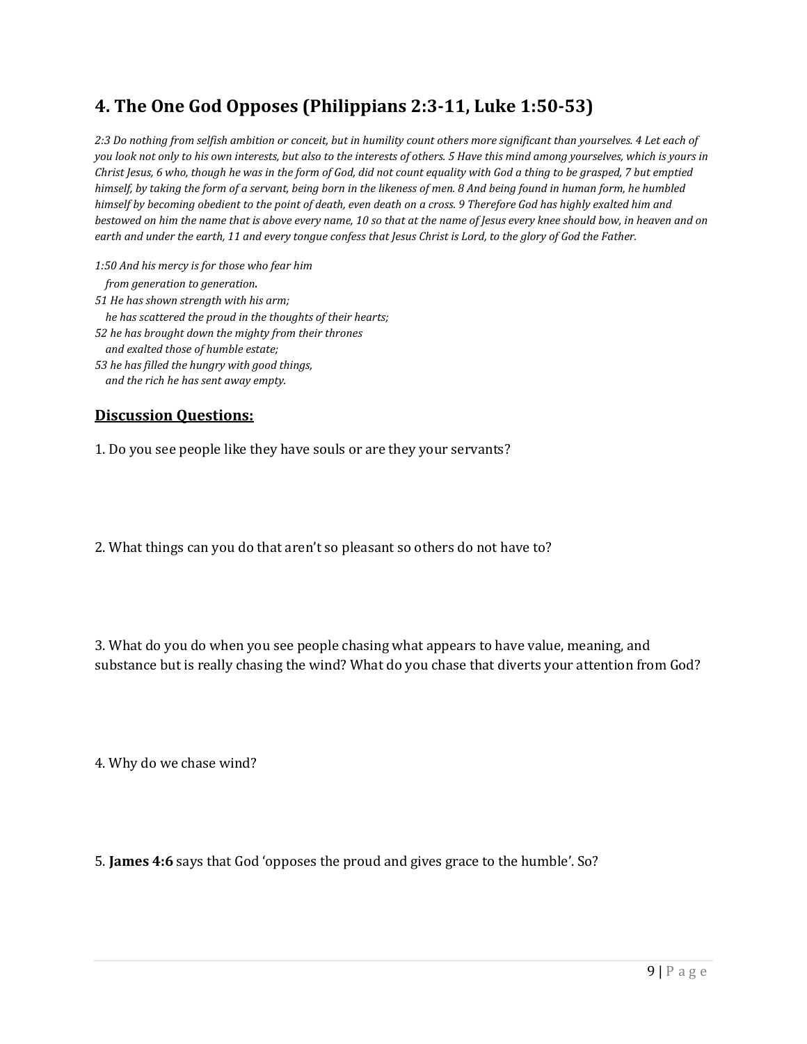## 4. The One God Opposes (Philippians 2:3-11, Luke 1:50-53)

*2:3 Do nothing from selfish ambition or conceit, but in humility count others more significant than yourselves. 4 Let each of you look not only to his own interests, but also to the interests of others. 5 Have this mind among yourselves, which is yours in Christ Jesus, 6 who, though he was in the form of God, did not count equality with God a thing to be grasped, 7 but emptied himself, by taking the form of a servant, being born in the likeness of men. 8 And being found in human form, he humbled himself by becoming obedient to the point of death, even death on a cross. 9 Therefore God has highly exalted him and bestowed on him the name that is above every name, 10 so that at the name of Jesus every knee should bow, in heaven and on earth and under the earth, 11 and every tongue confess that Jesus Christ is Lord, to the glory of God the Father.*

*1:50 And his mercy is for those who fear him*
*from generation to generation.*
*51 He has shown strength with his arm;*
*he has scattered the proud in the thoughts of their hearts;*
*52 he has brought down the mighty from their thrones*
*and exalted those of humble estate;*
*53 he has filled the hungry with good things,*
*and the rich he has sent away empty.*

### <u>Discussion Questions:</u>

1. Do you see people like they have souls or are they your servants?

2. What things can you do that aren't so pleasant so others do not have to?

3. What do you do when you see people chasing what appears to have value, meaning, and substance but is really chasing the wind? What do you chase that diverts your attention from God?

4. Why do we chase wind?

5. **James 4:6** says that God 'opposes the proud and gives grace to the humble'. So?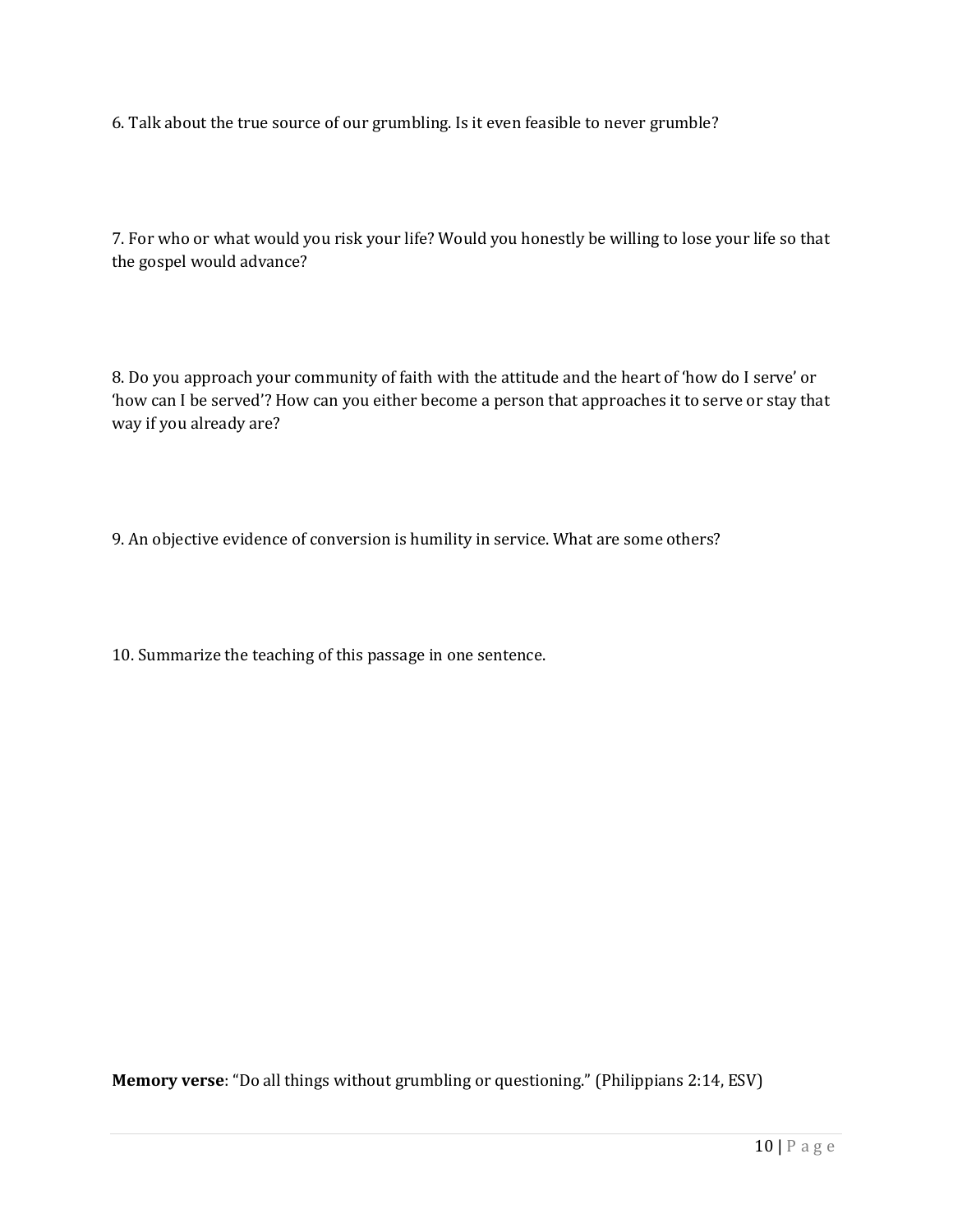6. Talk about the true source of our grumbling. Is it even feasible to never grumble?

7. For who or what would you risk your life? Would you honestly be willing to lose your life so that the gospel would advance?

8. Do you approach your community of faith with the attitude and the heart of 'how do I serve' or 'how can I be served'? How can you either become a person that approaches it to serve or stay that way if you already are?

9. An objective evidence of conversion is humility in service. What are some others?

10. Summarize the teaching of this passage in one sentence.

**Memory verse**: "Do all things without grumbling or questioning." (Philippians 2:14, ESV)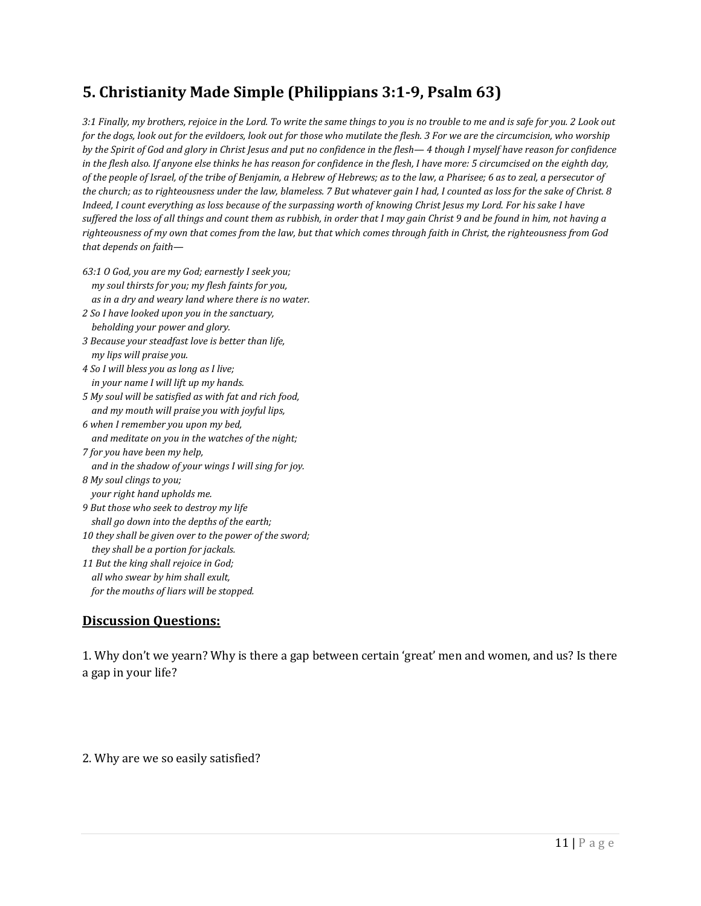## 5. Christianity Made Simple (Philippians 3:1-9, Psalm 63)

*3:1 Finally, my brothers, rejoice in the Lord. To write the same things to you is no trouble to me and is safe for you. 2 Look out for the dogs, look out for the evildoers, look out for those who mutilate the flesh. 3 For we are the circumcision, who worship by the Spirit of God and glory in Christ Jesus and put no confidence in the flesh— 4 though I myself have reason for confidence in the flesh also. If anyone else thinks he has reason for confidence in the flesh, I have more: 5 circumcised on the eighth day, of the people of Israel, of the tribe of Benjamin, a Hebrew of Hebrews; as to the law, a Pharisee; 6 as to zeal, a persecutor of the church; as to righteousness under the law, blameless. 7 But whatever gain I had, I counted as loss for the sake of Christ. 8 Indeed, I count everything as loss because of the surpassing worth of knowing Christ Jesus my Lord. For his sake I have suffered the loss of all things and count them as rubbish, in order that I may gain Christ 9 and be found in him, not having a righteousness of my own that comes from the law, but that which comes through faith in Christ, the righteousness from God that depends on faith—*

*63:1 O God, you are my God; earnestly I seek you;*
*my soul thirsts for you; my flesh faints for you,*
*as in a dry and weary land where there is no water.*
*2 So I have looked upon you in the sanctuary,*
*beholding your power and glory.*
*3 Because your steadfast love is better than life,*
*my lips will praise you.*
*4 So I will bless you as long as I live;*
*in your name I will lift up my hands.*
*5 My soul will be satisfied as with fat and rich food,*
*and my mouth will praise you with joyful lips,*
*6 when I remember you upon my bed,*
*and meditate on you in the watches of the night;*
*7 for you have been my help,*
*and in the shadow of your wings I will sing for joy.*
*8 My soul clings to you;*
*your right hand upholds me.*
*9 But those who seek to destroy my life*
*shall go down into the depths of the earth;*
*10 they shall be given over to the power of the sword;*
*they shall be a portion for jackals.*
*11 But the king shall rejoice in God;*
*all who swear by him shall exult,*
*for the mouths of liars will be stopped.*

### Discussion Questions:

1. Why don't we yearn? Why is there a gap between certain 'great' men and women, and us? Is there a gap in your life?

2. Why are we so easily satisfied?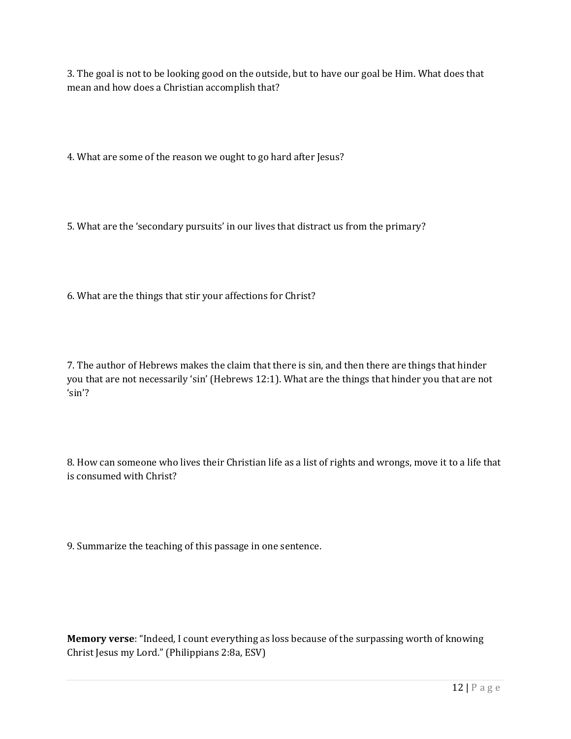3. The goal is not to be looking good on the outside, but to have our goal be Him. What does that mean and how does a Christian accomplish that?

4. What are some of the reason we ought to go hard after Jesus?

5. What are the 'secondary pursuits' in our lives that distract us from the primary?

6. What are the things that stir your affections for Christ?

7. The author of Hebrews makes the claim that there is sin, and then there are things that hinder you that are not necessarily 'sin' (Hebrews 12:1). What are the things that hinder you that are not 'sin'?

8. How can someone who lives their Christian life as a list of rights and wrongs, move it to a life that is consumed with Christ?

9. Summarize the teaching of this passage in one sentence.

**Memory verse**: "Indeed, I count everything as loss because of the surpassing worth of knowing Christ Jesus my Lord." (Philippians 2:8a, ESV)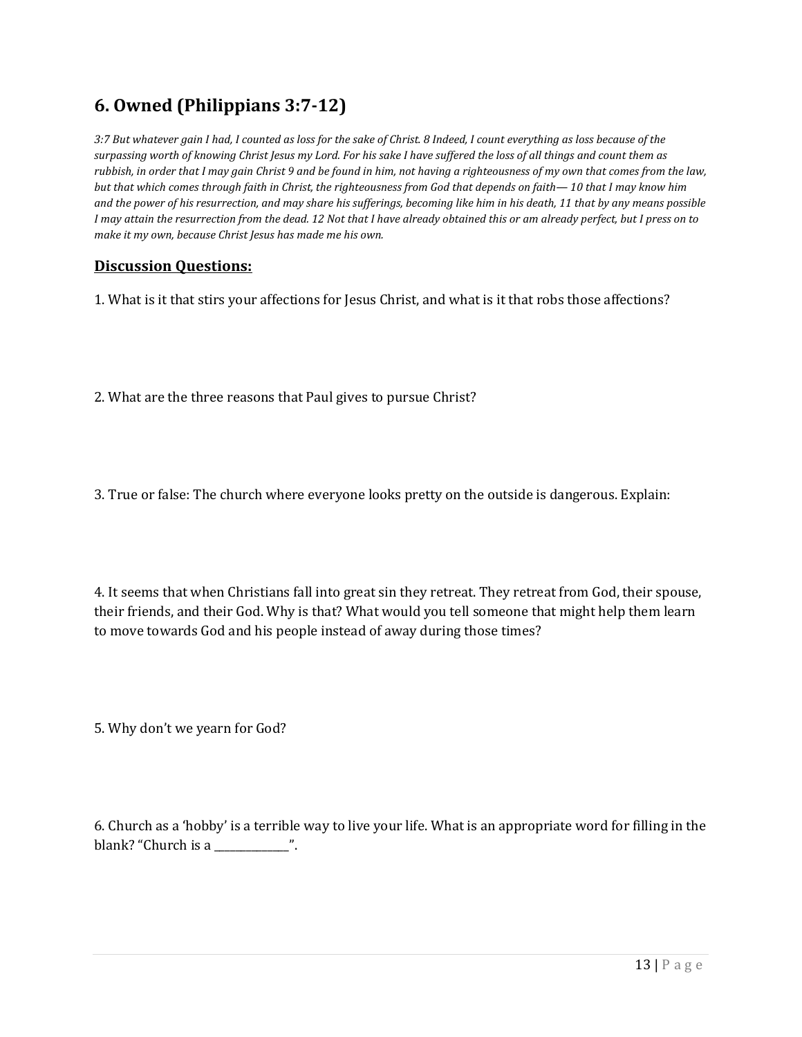## 6. Owned (Philippians 3:7-12)

*3:7 But whatever gain I had, I counted as loss for the sake of Christ. 8 Indeed, I count everything as loss because of the surpassing worth of knowing Christ Jesus my Lord. For his sake I have suffered the loss of all things and count them as rubbish, in order that I may gain Christ 9 and be found in him, not having a righteousness of my own that comes from the law, but that which comes through faith in Christ, the righteousness from God that depends on faith— 10 that I may know him and the power of his resurrection, and may share his sufferings, becoming like him in his death, 11 that by any means possible I may attain the resurrection from the dead. 12 Not that I have already obtained this or am already perfect, but I press on to make it my own, because Christ Jesus has made me his own.*

**Discussion Questions:**

1. What is it that stirs your affections for Jesus Christ, and what is it that robs those affections?

2. What are the three reasons that Paul gives to pursue Christ?

3. True or false: The church where everyone looks pretty on the outside is dangerous. Explain:

4. It seems that when Christians fall into great sin they retreat. They retreat from God, their spouse, their friends, and their God. Why is that? What would you tell someone that might help them learn to move towards God and his people instead of away during those times?

5. Why don't we yearn for God?

6. Church as a 'hobby' is a terrible way to live your life. What is an appropriate word for filling in the blank? "Church is a ______________".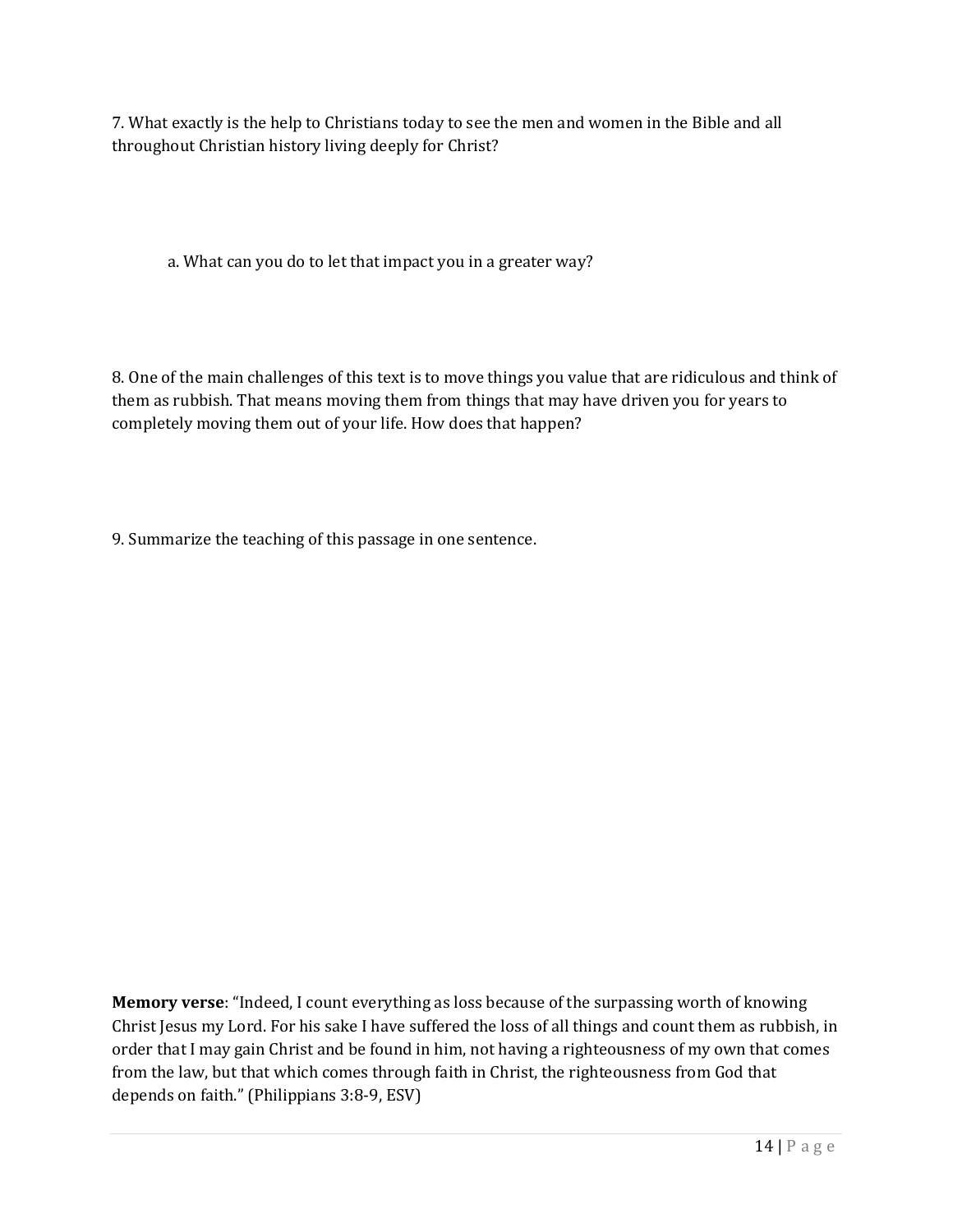7. What exactly is the help to Christians today to see the men and women in the Bible and all throughout Christian history living deeply for Christ?

a. What can you do to let that impact you in a greater way?

8. One of the main challenges of this text is to move things you value that are ridiculous and think of them as rubbish. That means moving them from things that may have driven you for years to completely moving them out of your life. How does that happen?

9. Summarize the teaching of this passage in one sentence.

**Memory verse**: "Indeed, I count everything as loss because of the surpassing worth of knowing Christ Jesus my Lord. For his sake I have suffered the loss of all things and count them as rubbish, in order that I may gain Christ and be found in him, not having a righteousness of my own that comes from the law, but that which comes through faith in Christ, the righteousness from God that depends on faith." (Philippians 3:8-9, ESV)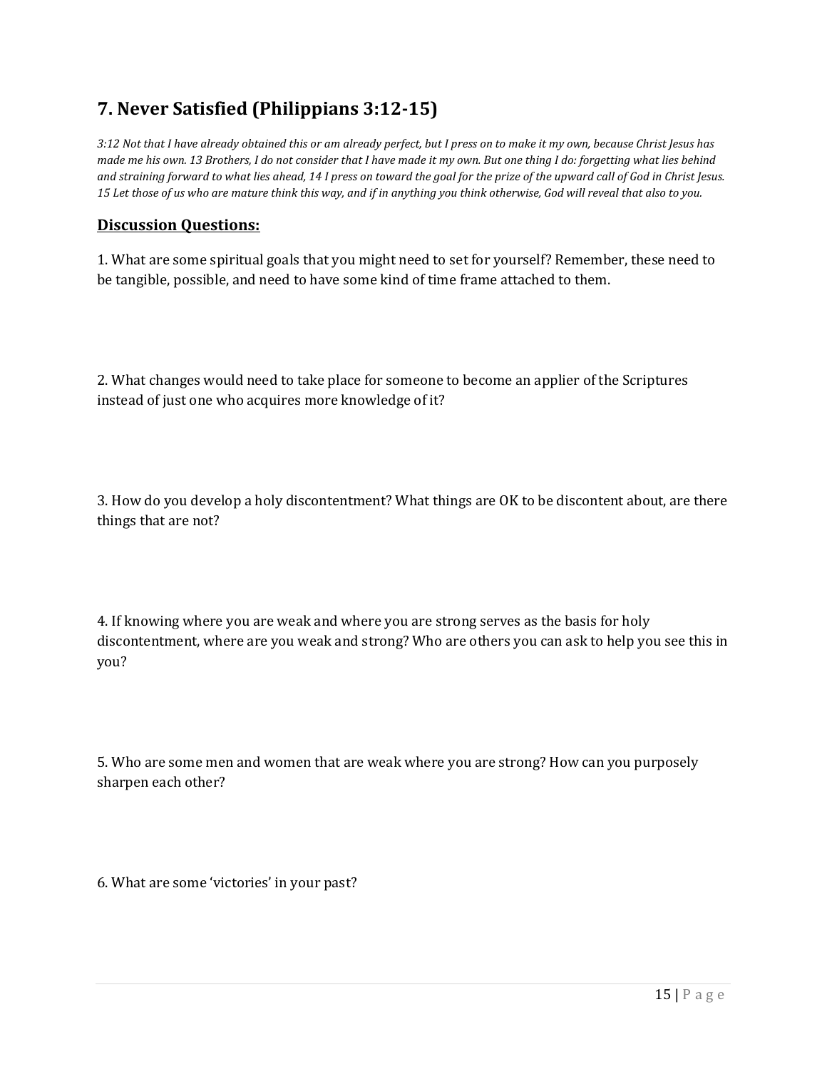## 7. Never Satisfied (Philippians 3:12-15)

*3:12 Not that I have already obtained this or am already perfect, but I press on to make it my own, because Christ Jesus has made me his own. 13 Brothers, I do not consider that I have made it my own. But one thing I do: forgetting what lies behind and straining forward to what lies ahead, 14 I press on toward the goal for the prize of the upward call of God in Christ Jesus. 15 Let those of us who are mature think this way, and if in anything you think otherwise, God will reveal that also to you.*

### Discussion Questions:

1. What are some spiritual goals that you might need to set for yourself? Remember, these need to be tangible, possible, and need to have some kind of time frame attached to them.

2. What changes would need to take place for someone to become an applier of the Scriptures instead of just one who acquires more knowledge of it?

3. How do you develop a holy discontentment? What things are OK to be discontent about, are there things that are not?

4. If knowing where you are weak and where you are strong serves as the basis for holy discontentment, where are you weak and strong? Who are others you can ask to help you see this in you?

5. Who are some men and women that are weak where you are strong? How can you purposely sharpen each other?

6. What are some 'victories' in your past?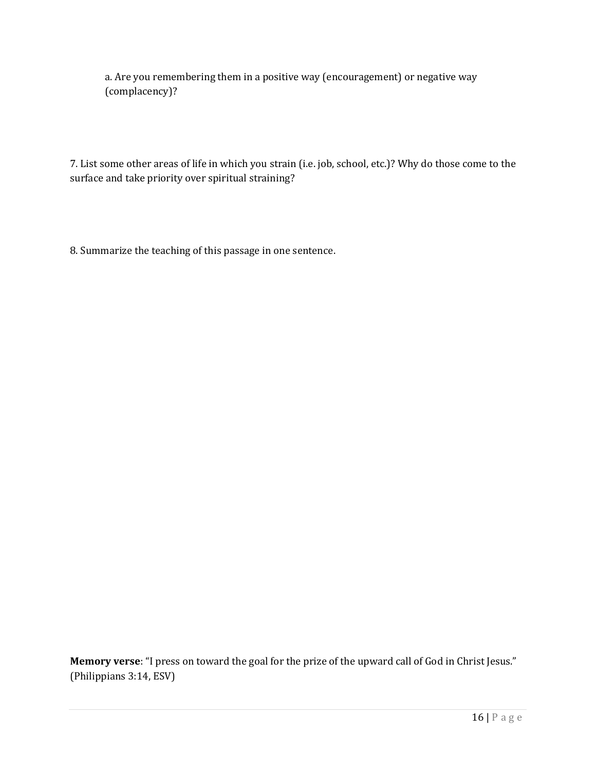a. Are you remembering them in a positive way (encouragement) or negative way (complacency)?

7. List some other areas of life in which you strain (i.e. job, school, etc.)? Why do those come to the surface and take priority over spiritual straining?

8. Summarize the teaching of this passage in one sentence.

**Memory verse**: "I press on toward the goal for the prize of the upward call of God in Christ Jesus." (Philippians 3:14, ESV)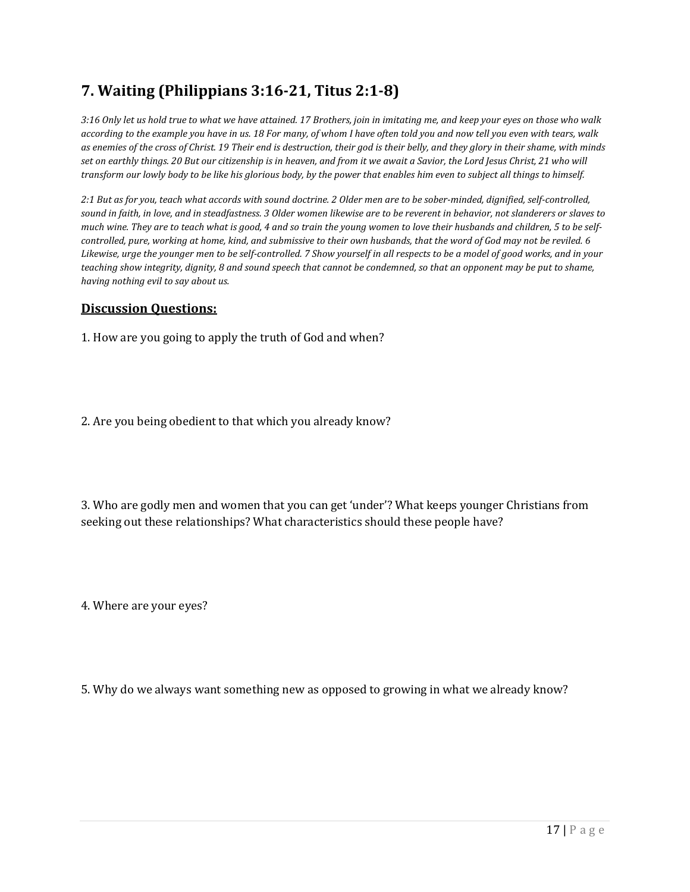## 7. Waiting (Philippians 3:16-21, Titus 2:1-8)

*3:16 Only let us hold true to what we have attained. 17 Brothers, join in imitating me, and keep your eyes on those who walk according to the example you have in us. 18 For many, of whom I have often told you and now tell you even with tears, walk as enemies of the cross of Christ. 19 Their end is destruction, their god is their belly, and they glory in their shame, with minds set on earthly things. 20 But our citizenship is in heaven, and from it we await a Savior, the Lord Jesus Christ, 21 who will transform our lowly body to be like his glorious body, by the power that enables him even to subject all things to himself.*

*2:1 But as for you, teach what accords with sound doctrine. 2 Older men are to be sober-minded, dignified, self-controlled, sound in faith, in love, and in steadfastness. 3 Older women likewise are to be reverent in behavior, not slanderers or slaves to much wine. They are to teach what is good, 4 and so train the young women to love their husbands and children, 5 to be self-controlled, pure, working at home, kind, and submissive to their own husbands, that the word of God may not be reviled. 6 Likewise, urge the younger men to be self-controlled. 7 Show yourself in all respects to be a model of good works, and in your teaching show integrity, dignity, 8 and sound speech that cannot be condemned, so that an opponent may be put to shame, having nothing evil to say about us.*

### Discussion Questions:

1. How are you going to apply the truth of God and when?

2. Are you being obedient to that which you already know?

3. Who are godly men and women that you can get 'under'? What keeps younger Christians from seeking out these relationships? What characteristics should these people have?

4. Where are your eyes?

5. Why do we always want something new as opposed to growing in what we already know?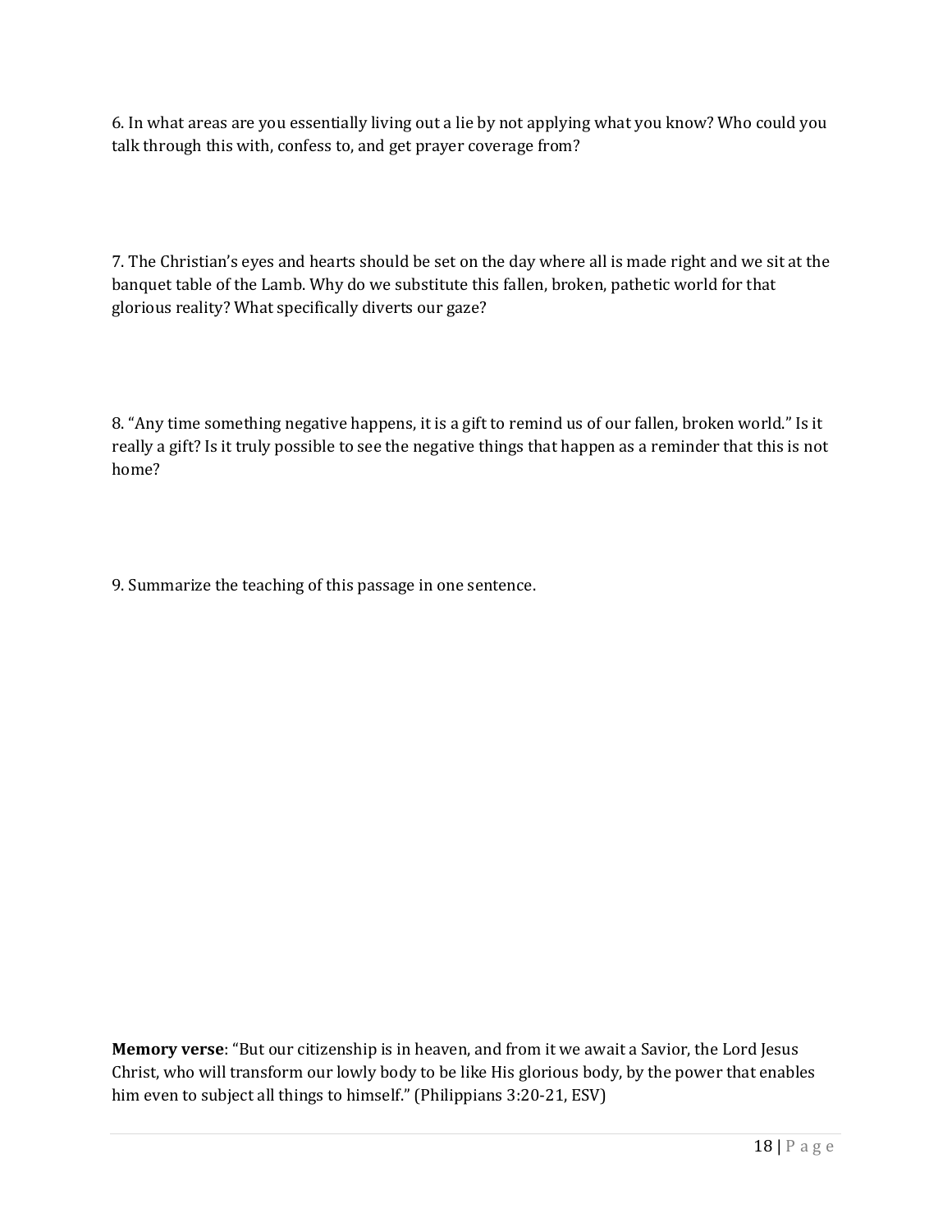6. In what areas are you essentially living out a lie by not applying what you know? Who could you talk through this with, confess to, and get prayer coverage from?

7. The Christian's eyes and hearts should be set on the day where all is made right and we sit at the banquet table of the Lamb. Why do we substitute this fallen, broken, pathetic world for that glorious reality? What specifically diverts our gaze?

8. "Any time something negative happens, it is a gift to remind us of our fallen, broken world." Is it really a gift? Is it truly possible to see the negative things that happen as a reminder that this is not home?

9. Summarize the teaching of this passage in one sentence.

**Memory verse**: "But our citizenship is in heaven, and from it we await a Savior, the Lord Jesus Christ, who will transform our lowly body to be like His glorious body, by the power that enables him even to subject all things to himself." (Philippians 3:20-21, ESV)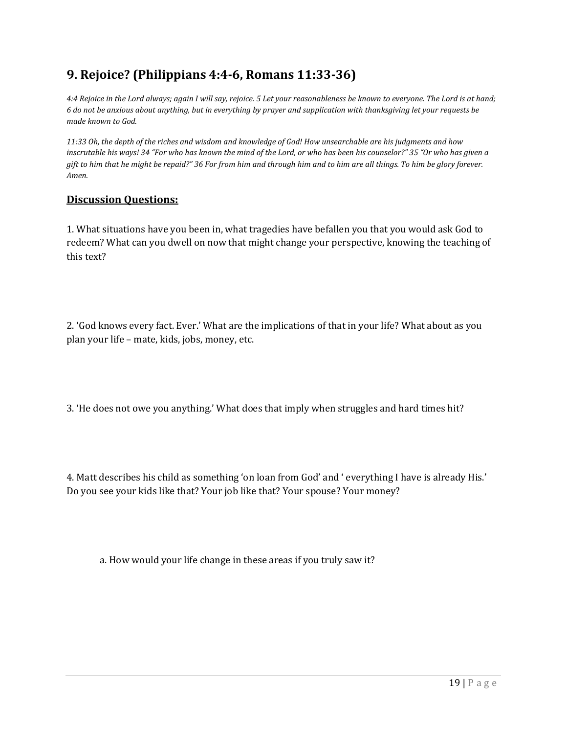## 9. Rejoice? (Philippians 4:4-6, Romans 11:33-36)

*4:4 Rejoice in the Lord always; again I will say, rejoice. 5 Let your reasonableness be known to everyone. The Lord is at hand; 6 do not be anxious about anything, but in everything by prayer and supplication with thanksgiving let your requests be made known to God.*

*11:33 Oh, the depth of the riches and wisdom and knowledge of God! How unsearchable are his judgments and how inscrutable his ways! 34 "For who has known the mind of the Lord, or who has been his counselor?" 35 "Or who has given a gift to him that he might be repaid?" 36 For from him and through him and to him are all things. To him be glory forever. Amen.*

### <u>**Discussion Questions:**</u>

1. What situations have you been in, what tragedies have befallen you that you would ask God to redeem? What can you dwell on now that might change your perspective, knowing the teaching of this text?

2. 'God knows every fact. Ever.' What are the implications of that in your life? What about as you plan your life – mate, kids, jobs, money, etc.

3. 'He does not owe you anything.' What does that imply when struggles and hard times hit?

4. Matt describes his child as something 'on loan from God' and ' everything I have is already His.' Do you see your kids like that? Your job like that? Your spouse? Your money?

    a. How would your life change in these areas if you truly saw it?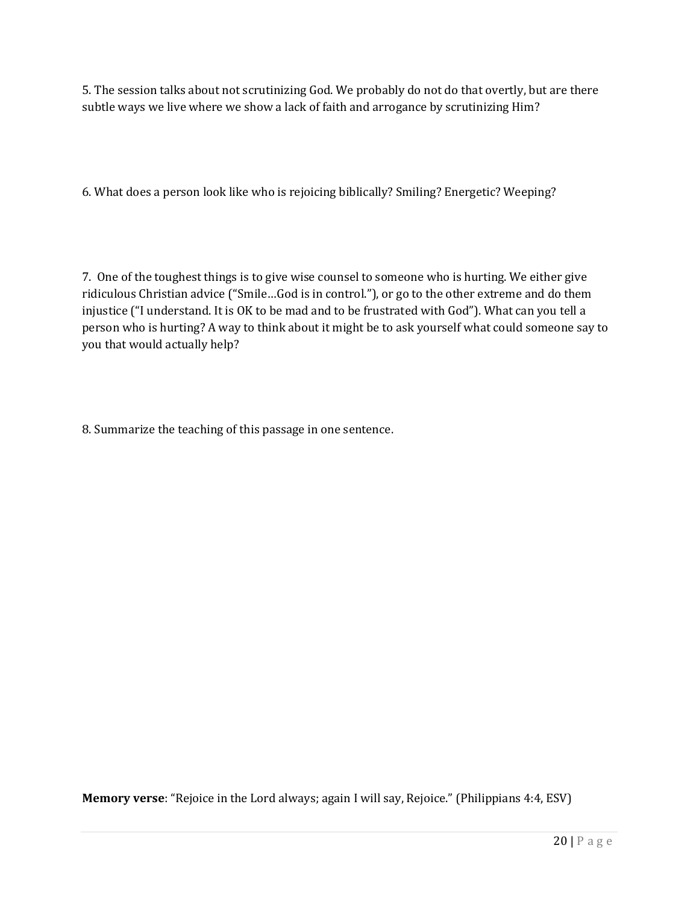5. The session talks about not scrutinizing God. We probably do not do that overtly, but are there subtle ways we live where we show a lack of faith and arrogance by scrutinizing Him?

6. What does a person look like who is rejoicing biblically? Smiling? Energetic? Weeping?

7. One of the toughest things is to give wise counsel to someone who is hurting. We either give ridiculous Christian advice ("Smile…God is in control."), or go to the other extreme and do them injustice ("I understand. It is OK to be mad and to be frustrated with God"). What can you tell a person who is hurting? A way to think about it might be to ask yourself what could someone say to you that would actually help?

8. Summarize the teaching of this passage in one sentence.

**Memory verse**: "Rejoice in the Lord always; again I will say, Rejoice." (Philippians 4:4, ESV)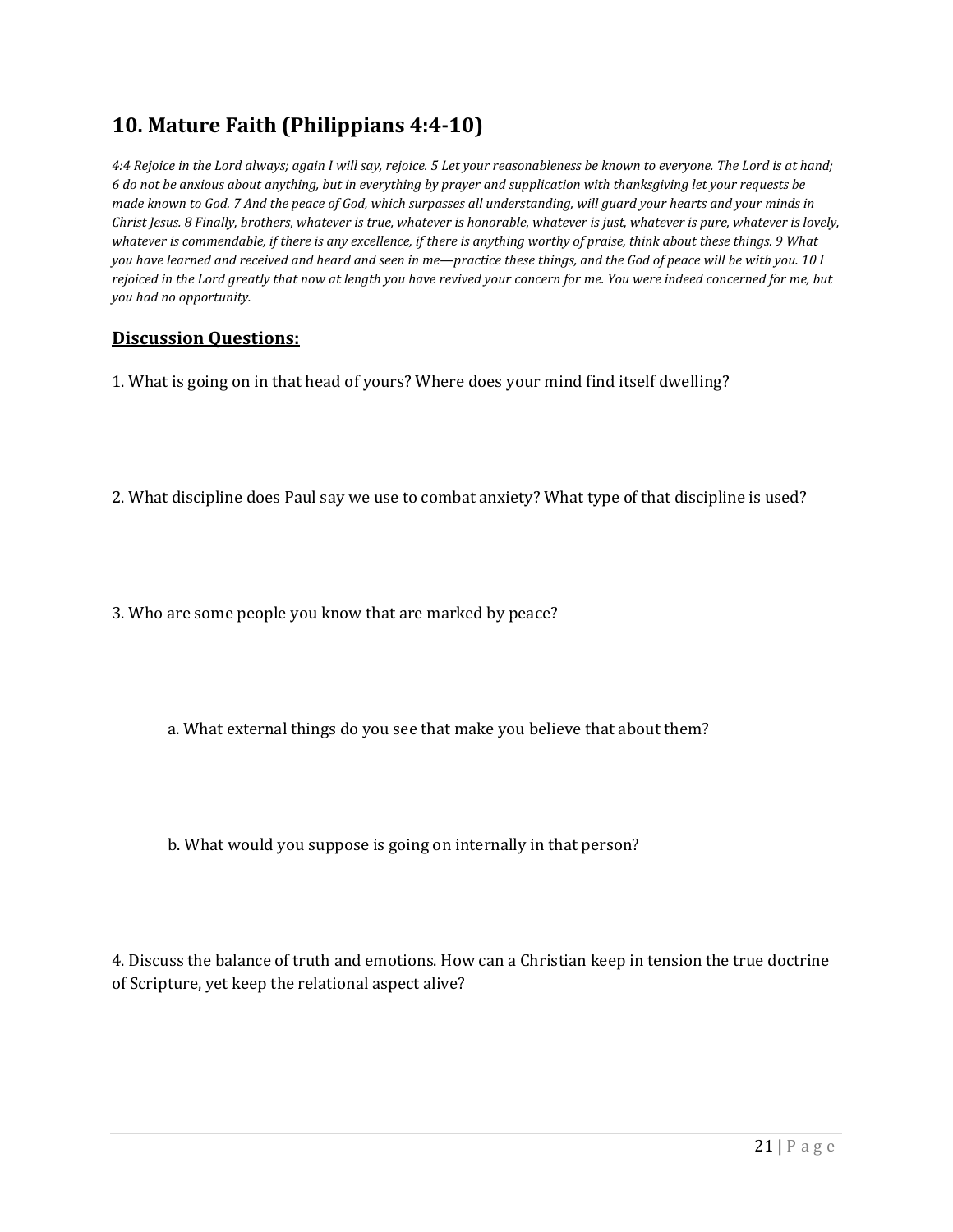## 10. Mature Faith (Philippians 4:4-10)

*4:4 Rejoice in the Lord always; again I will say, rejoice. 5 Let your reasonableness be known to everyone. The Lord is at hand; 6 do not be anxious about anything, but in everything by prayer and supplication with thanksgiving let your requests be made known to God. 7 And the peace of God, which surpasses all understanding, will guard your hearts and your minds in Christ Jesus. 8 Finally, brothers, whatever is true, whatever is honorable, whatever is just, whatever is pure, whatever is lovely, whatever is commendable, if there is any excellence, if there is anything worthy of praise, think about these things. 9 What you have learned and received and heard and seen in me—practice these things, and the God of peace will be with you. 10 I rejoiced in the Lord greatly that now at length you have revived your concern for me. You were indeed concerned for me, but you had no opportunity.*

**<u>Discussion Questions:</u>**

1. What is going on in that head of yours? Where does your mind find itself dwelling?

2. What discipline does Paul say we use to combat anxiety? What type of that discipline is used?

3. Who are some people you know that are marked by peace?

   a. What external things do you see that make you believe that about them?

   b. What would you suppose is going on internally in that person?

4. Discuss the balance of truth and emotions. How can a Christian keep in tension the true doctrine of Scripture, yet keep the relational aspect alive?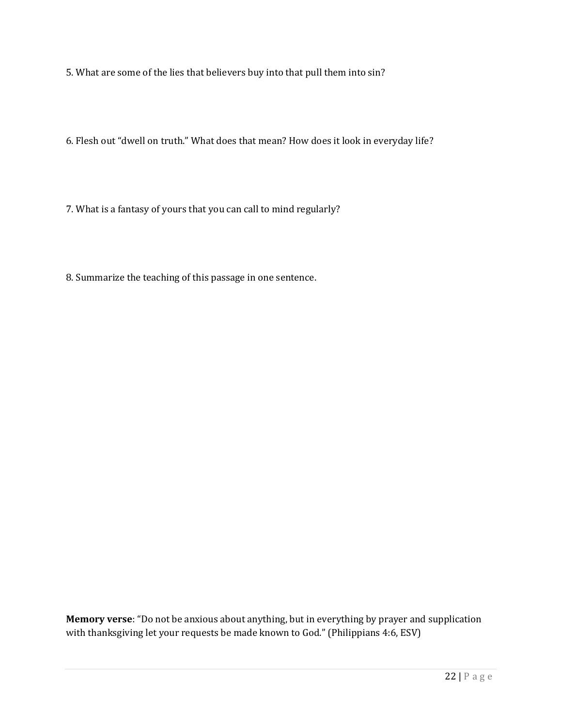5. What are some of the lies that believers buy into that pull them into sin?

6. Flesh out "dwell on truth." What does that mean? How does it look in everyday life?

7. What is a fantasy of yours that you can call to mind regularly?

8. Summarize the teaching of this passage in one sentence.

**Memory verse**: "Do not be anxious about anything, but in everything by prayer and supplication with thanksgiving let your requests be made known to God." (Philippians 4:6, ESV)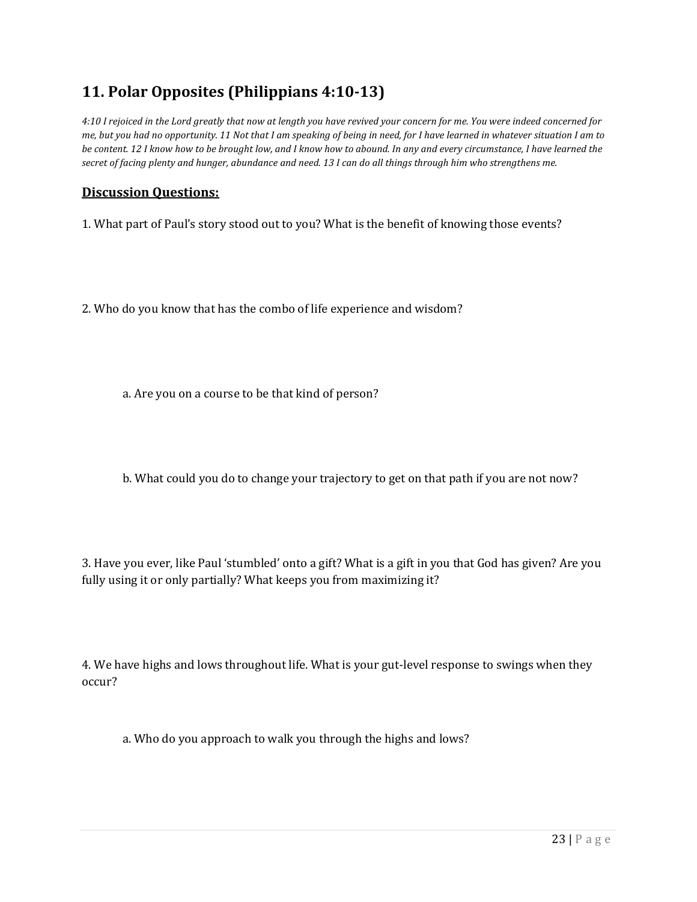## 11. Polar Opposites (Philippians 4:10-13)

*4:10 I rejoiced in the Lord greatly that now at length you have revived your concern for me. You were indeed concerned for me, but you had no opportunity. 11 Not that I am speaking of being in need, for I have learned in whatever situation I am to be content. 12 I know how to be brought low, and I know how to abound. In any and every circumstance, I have learned the secret of facing plenty and hunger, abundance and need. 13 I can do all things through him who strengthens me.*

### **Discussion Questions:**

1. What part of Paul's story stood out to you? What is the benefit of knowing those events?

2. Who do you know that has the combo of life experience and wisdom?

    a. Are you on a course to be that kind of person?

    b. What could you do to change your trajectory to get on that path if you are not now?

3. Have you ever, like Paul 'stumbled' onto a gift? What is a gift in you that God has given? Are you fully using it or only partially? What keeps you from maximizing it?

4. We have highs and lows throughout life. What is your gut-level response to swings when they occur?

    a. Who do you approach to walk you through the highs and lows?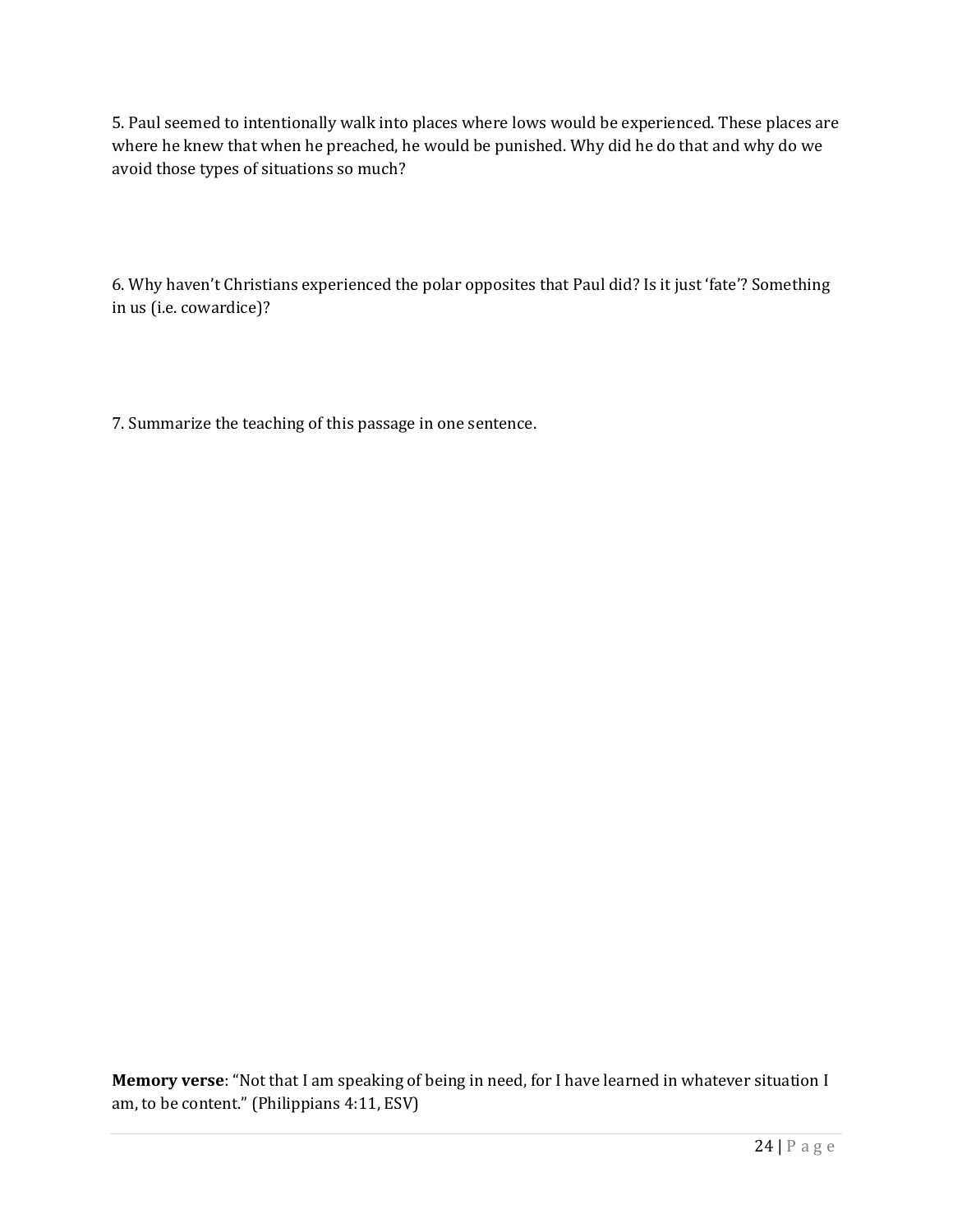5. Paul seemed to intentionally walk into places where lows would be experienced. These places are where he knew that when he preached, he would be punished. Why did he do that and why do we avoid those types of situations so much?

6. Why haven't Christians experienced the polar opposites that Paul did? Is it just 'fate'? Something in us (i.e. cowardice)?

7. Summarize the teaching of this passage in one sentence.

**Memory verse**: "Not that I am speaking of being in need, for I have learned in whatever situation I am, to be content." (Philippians 4:11, ESV)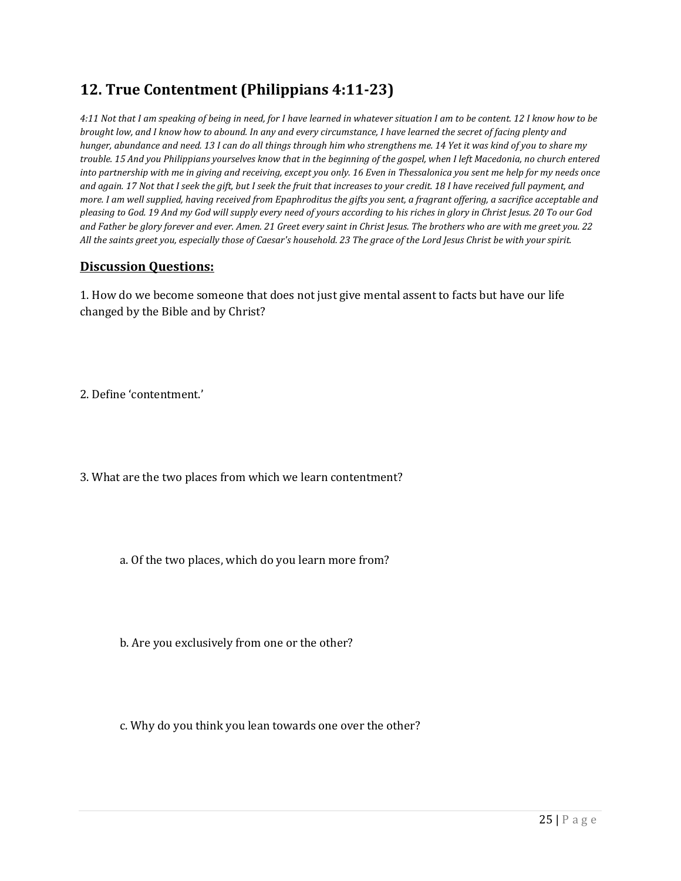## 12. True Contentment (Philippians 4:11-23)

*4:11 Not that I am speaking of being in need, for I have learned in whatever situation I am to be content. 12 I know how to be brought low, and I know how to abound. In any and every circumstance, I have learned the secret of facing plenty and hunger, abundance and need. 13 I can do all things through him who strengthens me. 14 Yet it was kind of you to share my trouble. 15 And you Philippians yourselves know that in the beginning of the gospel, when I left Macedonia, no church entered into partnership with me in giving and receiving, except you only. 16 Even in Thessalonica you sent me help for my needs once and again. 17 Not that I seek the gift, but I seek the fruit that increases to your credit. 18 I have received full payment, and more. I am well supplied, having received from Epaphroditus the gifts you sent, a fragrant offering, a sacrifice acceptable and pleasing to God. 19 And my God will supply every need of yours according to his riches in glory in Christ Jesus. 20 To our God and Father be glory forever and ever. Amen. 21 Greet every saint in Christ Jesus. The brothers who are with me greet you. 22 All the saints greet you, especially those of Caesar's household. 23 The grace of the Lord Jesus Christ be with your spirit.*

### Discussion Questions:

1. How do we become someone that does not just give mental assent to facts but have our life changed by the Bible and by Christ?

2. Define 'contentment.'

3. What are the two places from which we learn contentment?

   a. Of the two places, which do you learn more from?

   b. Are you exclusively from one or the other?

   c. Why do you think you lean towards one over the other?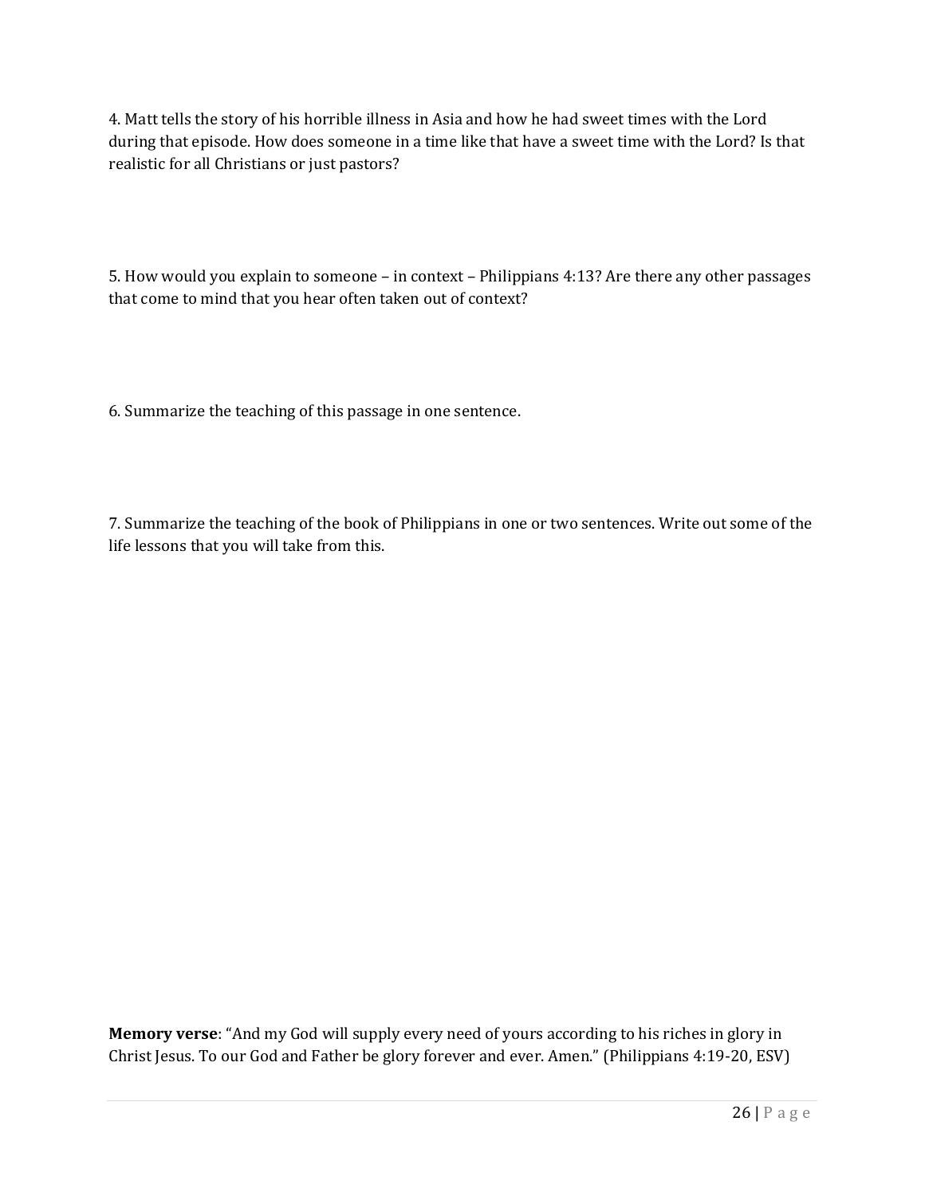4. Matt tells the story of his horrible illness in Asia and how he had sweet times with the Lord during that episode. How does someone in a time like that have a sweet time with the Lord? Is that realistic for all Christians or just pastors?

5. How would you explain to someone – in context – Philippians 4:13? Are there any other passages that come to mind that you hear often taken out of context?

6. Summarize the teaching of this passage in one sentence.

7. Summarize the teaching of the book of Philippians in one or two sentences. Write out some of the life lessons that you will take from this.

**Memory verse**: "And my God will supply every need of yours according to his riches in glory in Christ Jesus. To our God and Father be glory forever and ever. Amen." (Philippians 4:19-20, ESV)